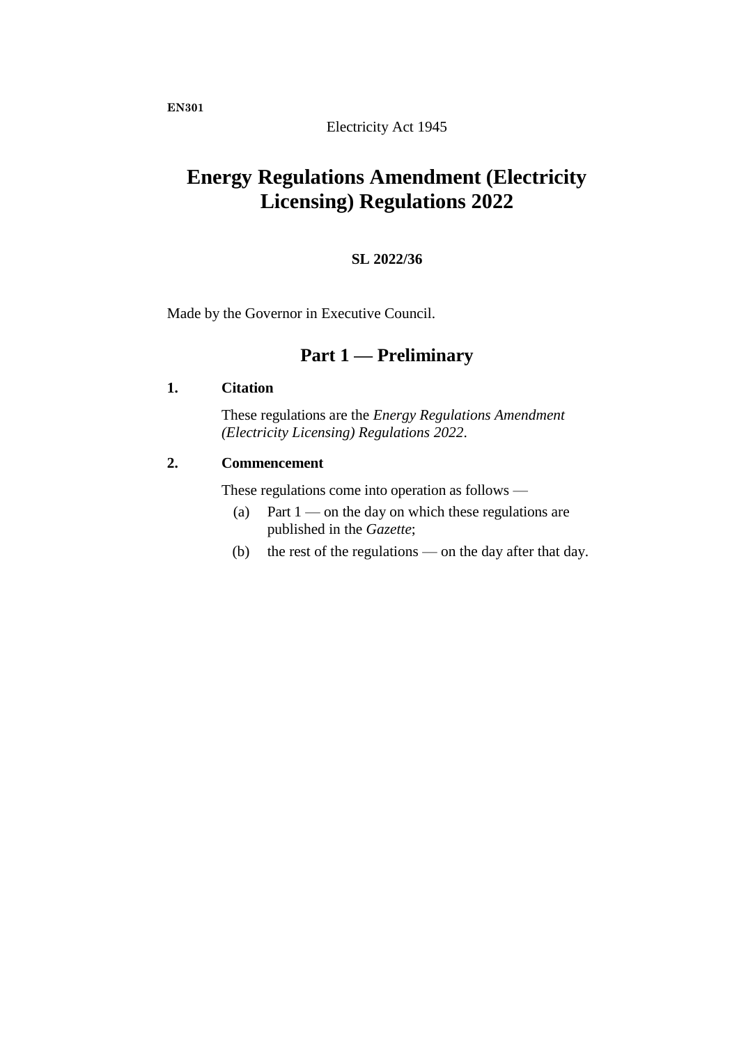**EN301**

Electricity Act 1945

# Energy Regulations Amendment (Electricity Licensing) Regulations 2022

**SL 2022/36**

Made by the Governor in Executive Council.

## Part 1 — Preliminary

### 1. Citation

These regulations are the *Energy Regulations Amendment (Electricity Licensing) Regulations 2022*.

### 2. Commencement

These regulations come into operation as follows —

(a) Part 1 — on the day on which these regulations are published in the *Gazette*;

(b) the rest of the regulations — on the day after that day.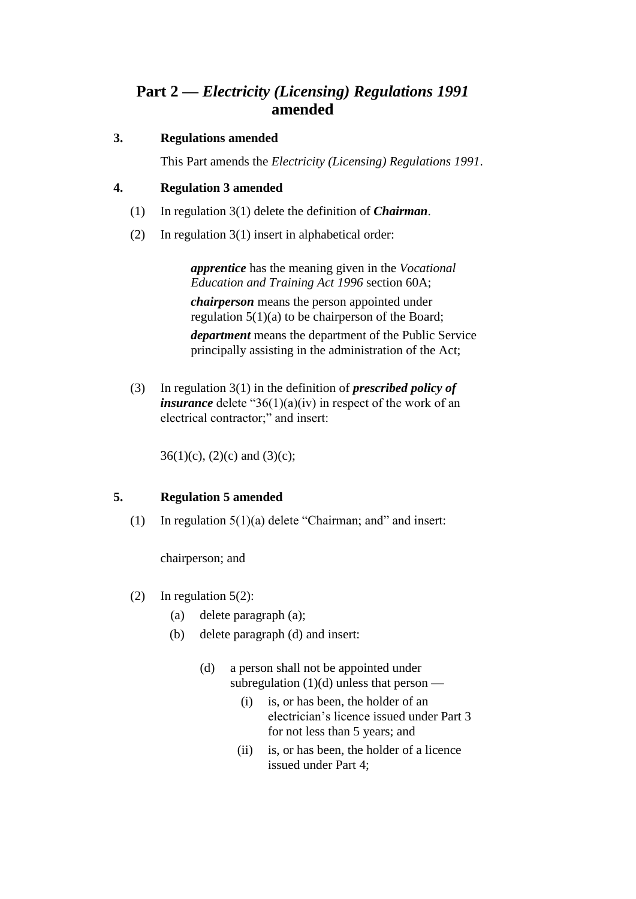# Part 2 — *Electricity (Licensing) Regulations 1991* amended

**3. Regulations amended**

This Part amends the *Electricity (Licensing) Regulations 1991*.

**4. Regulation 3 amended**

(1) In regulation 3(1) delete the definition of ***Chairman***.

(2) In regulation 3(1) insert in alphabetical order:

> ***apprentice*** has the meaning given in the *Vocational Education and Training Act 1996* section 60A;
>
> ***chairperson*** means the person appointed under regulation 5(1)(a) to be chairperson of the Board;
>
> ***department*** means the department of the Public Service principally assisting in the administration of the Act;

(3) In regulation 3(1) in the definition of ***prescribed policy of insurance*** delete "36(1)(a)(iv) in respect of the work of an electrical contractor;" and insert:

> 36(1)(c), (2)(c) and (3)(c);

**5. Regulation 5 amended**

(1) In regulation 5(1)(a) delete "Chairman; and" and insert:

> chairperson; and

(2) In regulation 5(2):

- (a) delete paragraph (a);
- (b) delete paragraph (d) and insert:

> (d) a person shall not be appointed under subregulation (1)(d) unless that person —
>
> (i) is, or has been, the holder of an electrician's licence issued under Part 3 for not less than 5 years; and
>
> (ii) is, or has been, the holder of a licence issued under Part 4;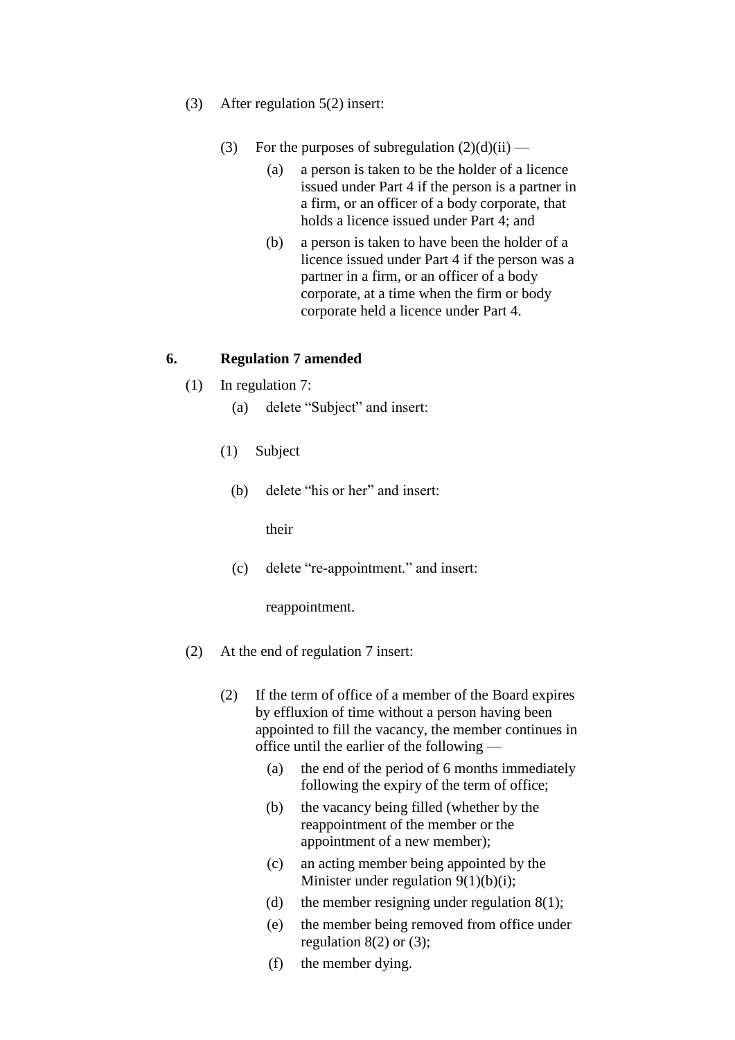(3) After regulation 5(2) insert:

> (3) For the purposes of subregulation (2)(d)(ii) —
>
> (a) a person is taken to be the holder of a licence issued under Part 4 if the person is a partner in a firm, or an officer of a body corporate, that holds a licence issued under Part 4; and
>
> (b) a person is taken to have been the holder of a licence issued under Part 4 if the person was a partner in a firm, or an officer of a body corporate, at a time when the firm or body corporate held a licence under Part 4.

**6. Regulation 7 amended**

(1) In regulation 7:

(a) delete "Subject" and insert:

> (1) Subject

(b) delete "his or her" and insert:

> their

(c) delete "re-appointment." and insert:

> reappointment.

(2) At the end of regulation 7 insert:

> (2) If the term of office of a member of the Board expires by effluxion of time without a person having been appointed to fill the vacancy, the member continues in office until the earlier of the following —
>
> (a) the end of the period of 6 months immediately following the expiry of the term of office;
>
> (b) the vacancy being filled (whether by the reappointment of the member or the appointment of a new member);
>
> (c) an acting member being appointed by the Minister under regulation 9(1)(b)(i);
>
> (d) the member resigning under regulation 8(1);
>
> (e) the member being removed from office under regulation 8(2) or (3);
>
> (f) the member dying.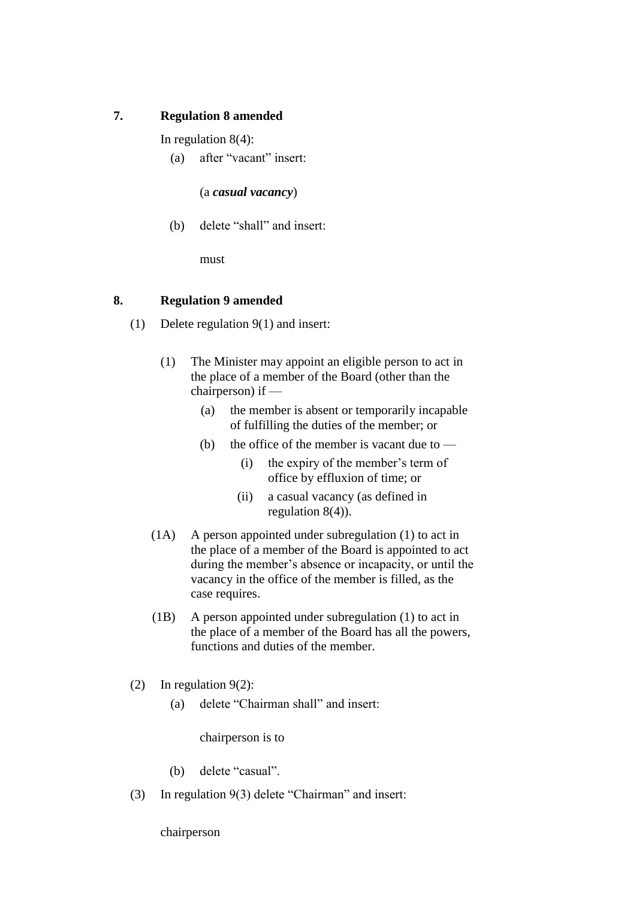### 7. Regulation 8 amended

In regulation 8(4):

(a) after “vacant” insert:

(a ***casual vacancy***)

(b) delete “shall” and insert:

must

### 8. Regulation 9 amended

(1) Delete regulation 9(1) and insert:

(1) The Minister may appoint an eligible person to act in the place of a member of the Board (other than the chairperson) if —

(a) the member is absent or temporarily incapable of fulfilling the duties of the member; or

(b) the office of the member is vacant due to —

(i) the expiry of the member’s term of office by effluxion of time; or

(ii) a casual vacancy (as defined in regulation 8(4)).

(1A) A person appointed under subregulation (1) to act in the place of a member of the Board is appointed to act during the member’s absence or incapacity, or until the vacancy in the office of the member is filled, as the case requires.

(1B) A person appointed under subregulation (1) to act in the place of a member of the Board has all the powers, functions and duties of the member.

(2) In regulation 9(2):

(a) delete “Chairman shall” and insert:

chairperson is to

(b) delete “casual”.

(3) In regulation 9(3) delete “Chairman” and insert:

chairperson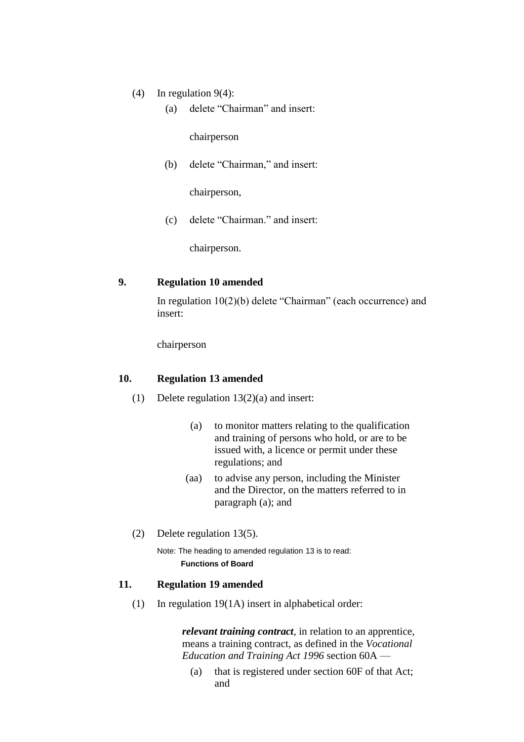(4) In regulation 9(4):

(a) delete "Chairman" and insert:

chairperson

(b) delete "Chairman," and insert:

chairperson,

(c) delete "Chairman." and insert:

chairperson.

### 9. Regulation 10 amended

In regulation 10(2)(b) delete "Chairman" (each occurrence) and insert:

chairperson

### 10. Regulation 13 amended

(1) Delete regulation 13(2)(a) and insert:

> (a) to monitor matters relating to the qualification and training of persons who hold, or are to be issued with, a licence or permit under these regulations; and
>
> (aa) to advise any person, including the Minister and the Director, on the matters referred to in paragraph (a); and

(2) Delete regulation 13(5).

Note: The heading to amended regulation 13 is to read:

**Functions of Board**

### 11. Regulation 19 amended

(1) In regulation 19(1A) insert in alphabetical order:

> ***relevant training contract***, in relation to an apprentice, means a training contract, as defined in the *Vocational Education and Training Act 1996* section 60A —
>
> (a) that is registered under section 60F of that Act; and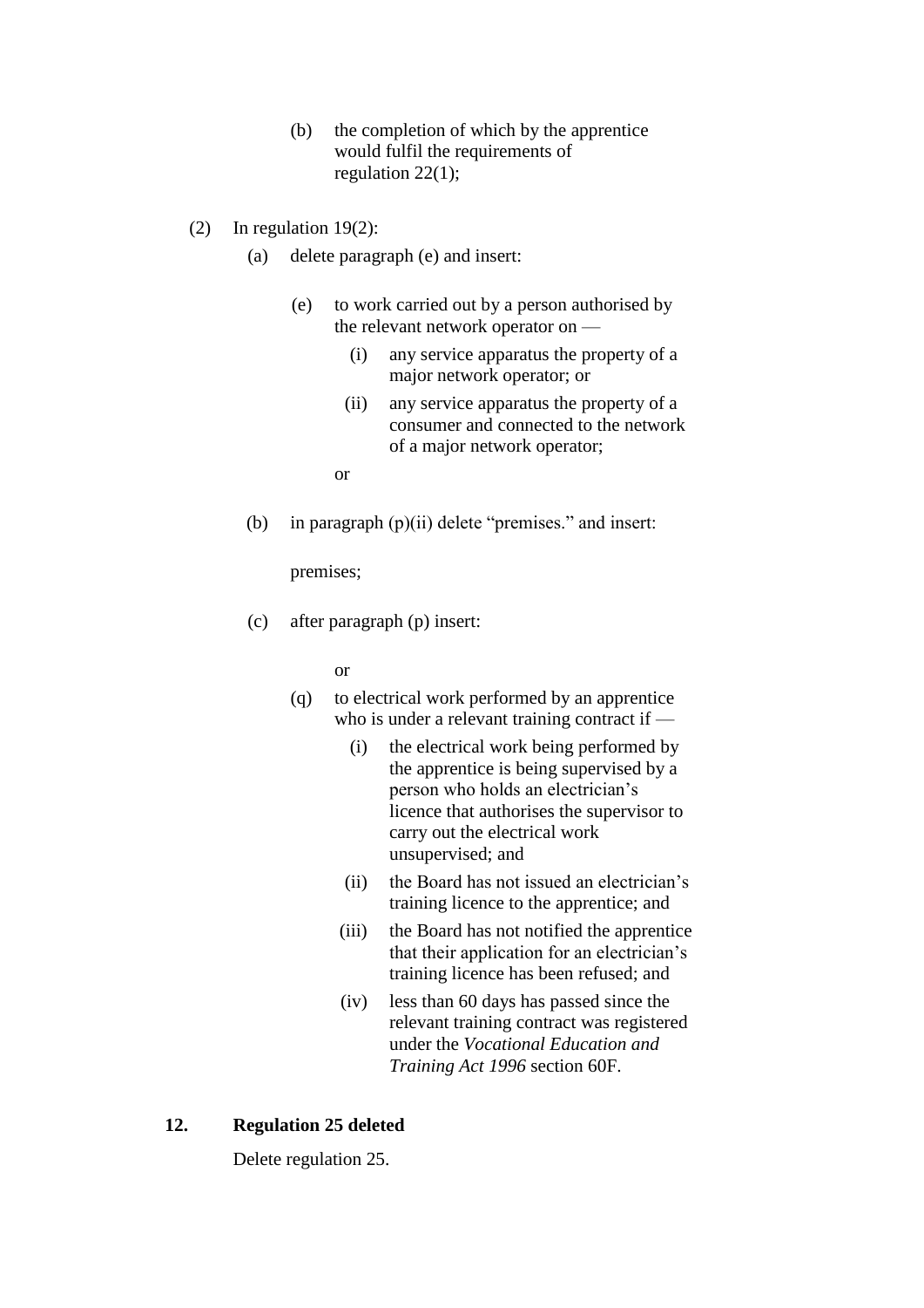(b) the completion of which by the apprentice would fulfil the requirements of regulation 22(1);

(2) In regulation 19(2):

(a) delete paragraph (e) and insert:

> (e) to work carried out by a person authorised by the relevant network operator on —
>
> (i) any service apparatus the property of a major network operator; or
>
> (ii) any service apparatus the property of a consumer and connected to the network of a major network operator;
>
> or

(b) in paragraph (p)(ii) delete "premises." and insert:

> premises;

(c) after paragraph (p) insert:

> or
>
> (q) to electrical work performed by an apprentice who is under a relevant training contract if —
>
> (i) the electrical work being performed by the apprentice is being supervised by a person who holds an electrician's licence that authorises the supervisor to carry out the electrical work unsupervised; and
>
> (ii) the Board has not issued an electrician's training licence to the apprentice; and
>
> (iii) the Board has not notified the apprentice that their application for an electrician's training licence has been refused; and
>
> (iv) less than 60 days has passed since the relevant training contract was registered under the *Vocational Education and Training Act 1996* section 60F.

**12. Regulation 25 deleted**

Delete regulation 25.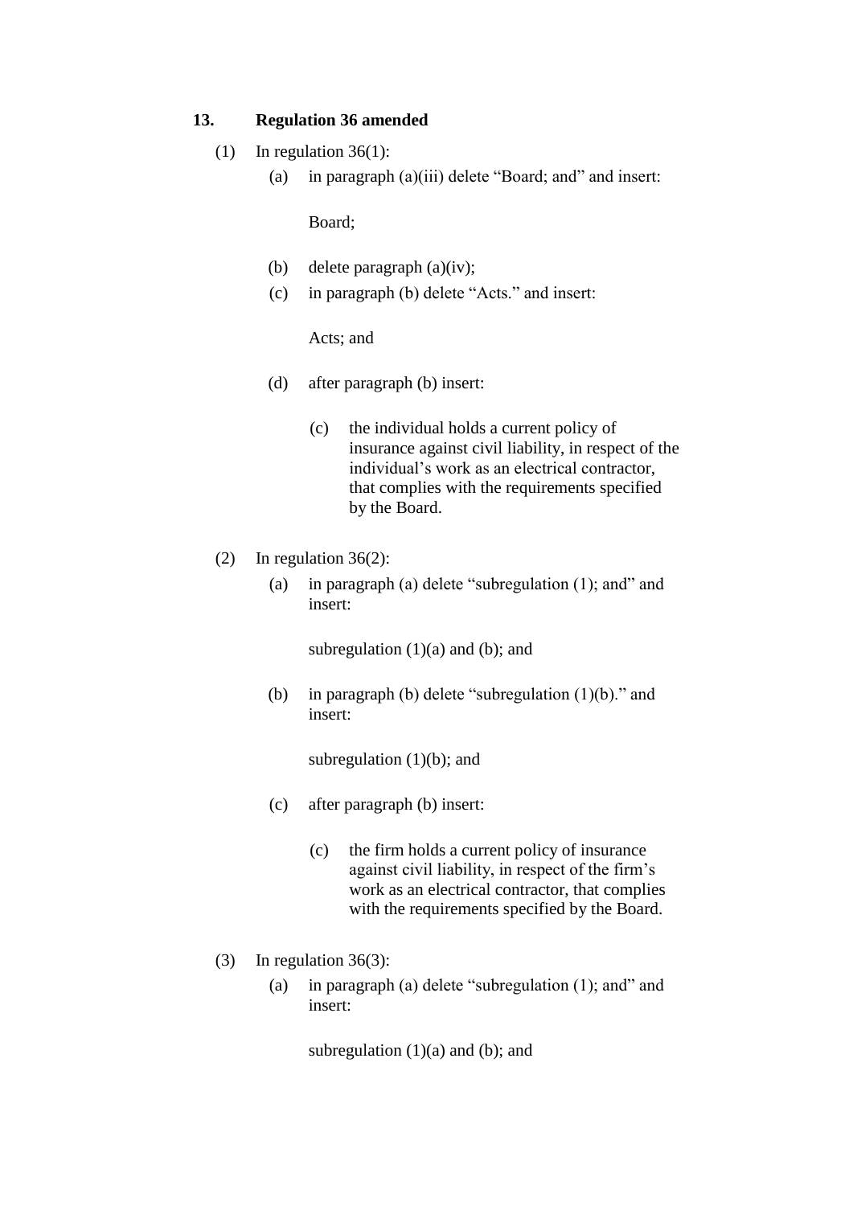### 13. Regulation 36 amended

(1) In regulation 36(1):

(a) in paragraph (a)(iii) delete "Board; and" and insert:

> Board;

(b) delete paragraph (a)(iv);

(c) in paragraph (b) delete "Acts." and insert:

> Acts; and

(d) after paragraph (b) insert:

> (c) the individual holds a current policy of insurance against civil liability, in respect of the individual's work as an electrical contractor, that complies with the requirements specified by the Board.

(2) In regulation 36(2):

(a) in paragraph (a) delete "subregulation (1); and" and insert:

> subregulation (1)(a) and (b); and

(b) in paragraph (b) delete "subregulation (1)(b)." and insert:

> subregulation (1)(b); and

(c) after paragraph (b) insert:

> (c) the firm holds a current policy of insurance against civil liability, in respect of the firm's work as an electrical contractor, that complies with the requirements specified by the Board.

(3) In regulation 36(3):

(a) in paragraph (a) delete "subregulation (1); and" and insert:

> subregulation (1)(a) and (b); and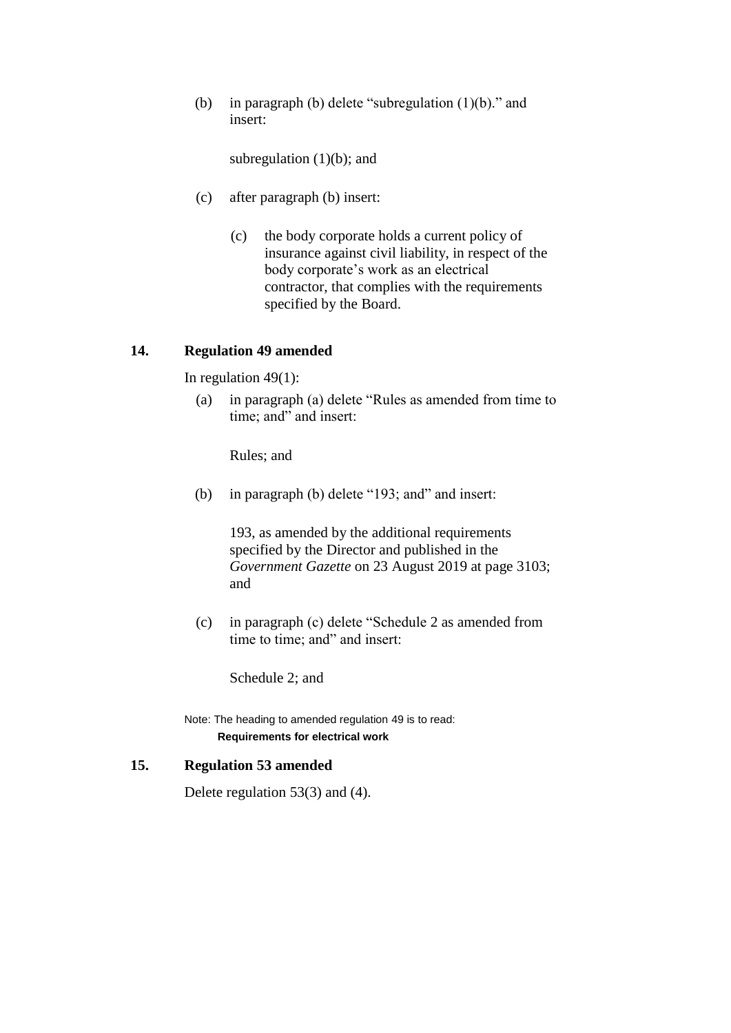(b) in paragraph (b) delete "subregulation (1)(b)." and insert:

subregulation (1)(b); and

(c) after paragraph (b) insert:

(c) the body corporate holds a current policy of insurance against civil liability, in respect of the body corporate's work as an electrical contractor, that complies with the requirements specified by the Board.

### 14. Regulation 49 amended

In regulation 49(1):

(a) in paragraph (a) delete "Rules as amended from time to time; and" and insert:

Rules; and

(b) in paragraph (b) delete "193; and" and insert:

193, as amended by the additional requirements specified by the Director and published in the *Government Gazette* on 23 August 2019 at page 3103; and

(c) in paragraph (c) delete "Schedule 2 as amended from time to time; and" and insert:

Schedule 2; and

Note: The heading to amended regulation 49 is to read:

**Requirements for electrical work**

### 15. Regulation 53 amended

Delete regulation 53(3) and (4).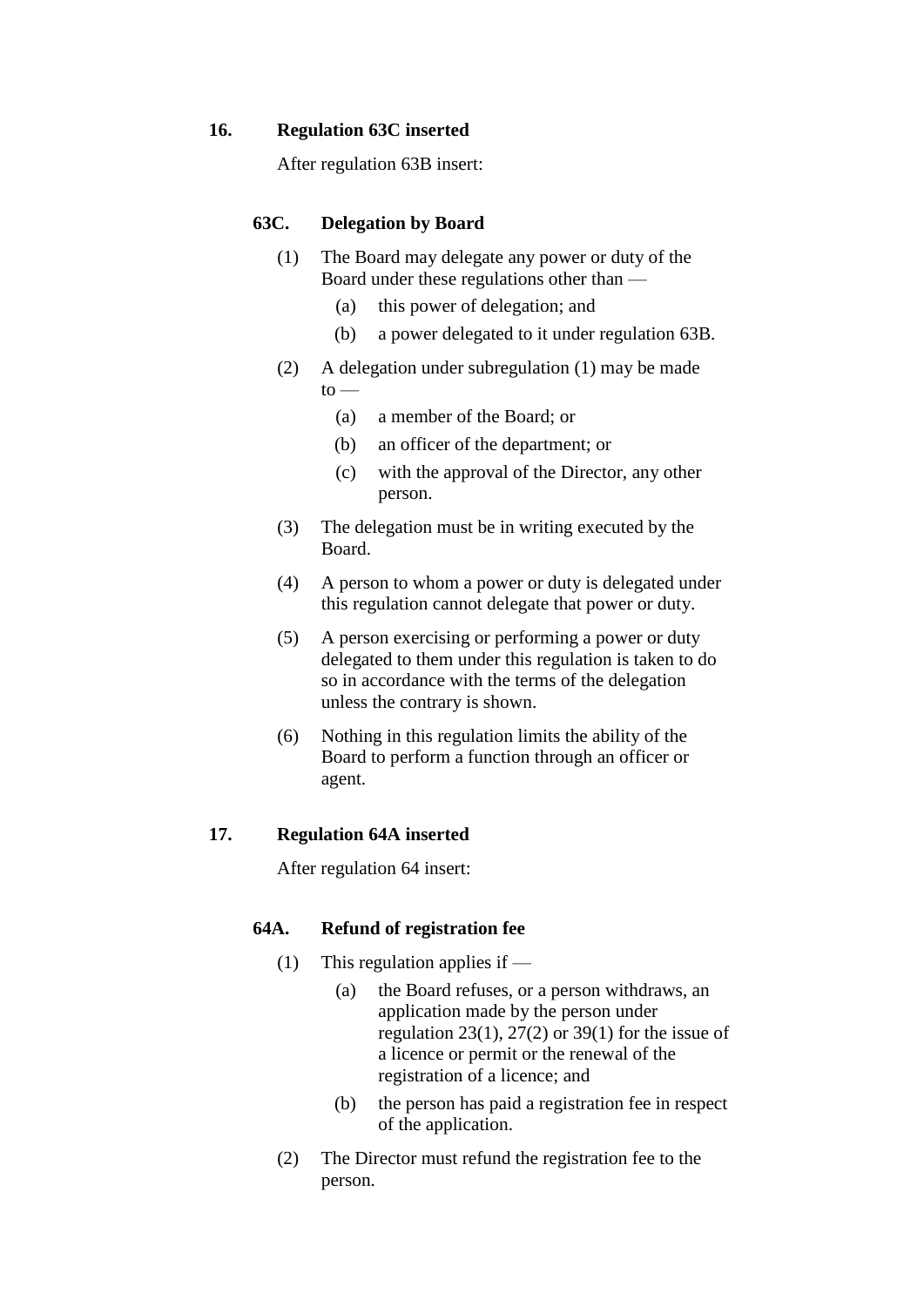**16. Regulation 63C inserted**

After regulation 63B insert:

**63C. Delegation by Board**

(1) The Board may delegate any power or duty of the Board under these regulations other than —

(a) this power of delegation; and

(b) a power delegated to it under regulation 63B.

(2) A delegation under subregulation (1) may be made to —

(a) a member of the Board; or

(b) an officer of the department; or

(c) with the approval of the Director, any other person.

(3) The delegation must be in writing executed by the Board.

(4) A person to whom a power or duty is delegated under this regulation cannot delegate that power or duty.

(5) A person exercising or performing a power or duty delegated to them under this regulation is taken to do so in accordance with the terms of the delegation unless the contrary is shown.

(6) Nothing in this regulation limits the ability of the Board to perform a function through an officer or agent.

**17. Regulation 64A inserted**

After regulation 64 insert:

**64A. Refund of registration fee**

(1) This regulation applies if —

(a) the Board refuses, or a person withdraws, an application made by the person under regulation 23(1), 27(2) or 39(1) for the issue of a licence or permit or the renewal of the registration of a licence; and

(b) the person has paid a registration fee in respect of the application.

(2) The Director must refund the registration fee to the person.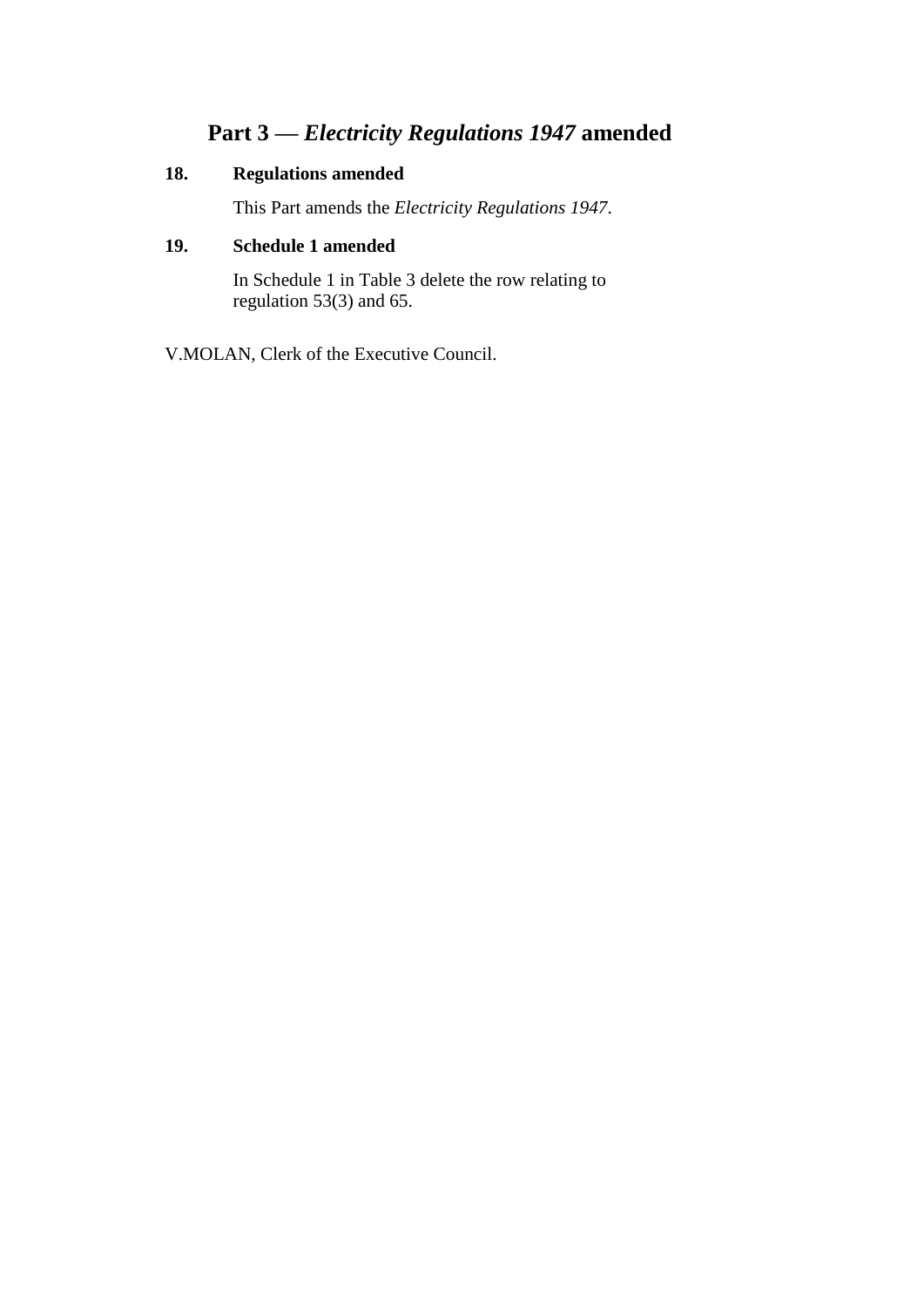## Part 3 — *Electricity Regulations 1947* amended

### 18. Regulations amended

This Part amends the *Electricity Regulations 1947*.

### 19. Schedule 1 amended

In Schedule 1 in Table 3 delete the row relating to regulation 53(3) and 65.

V.MOLAN, Clerk of the Executive Council.